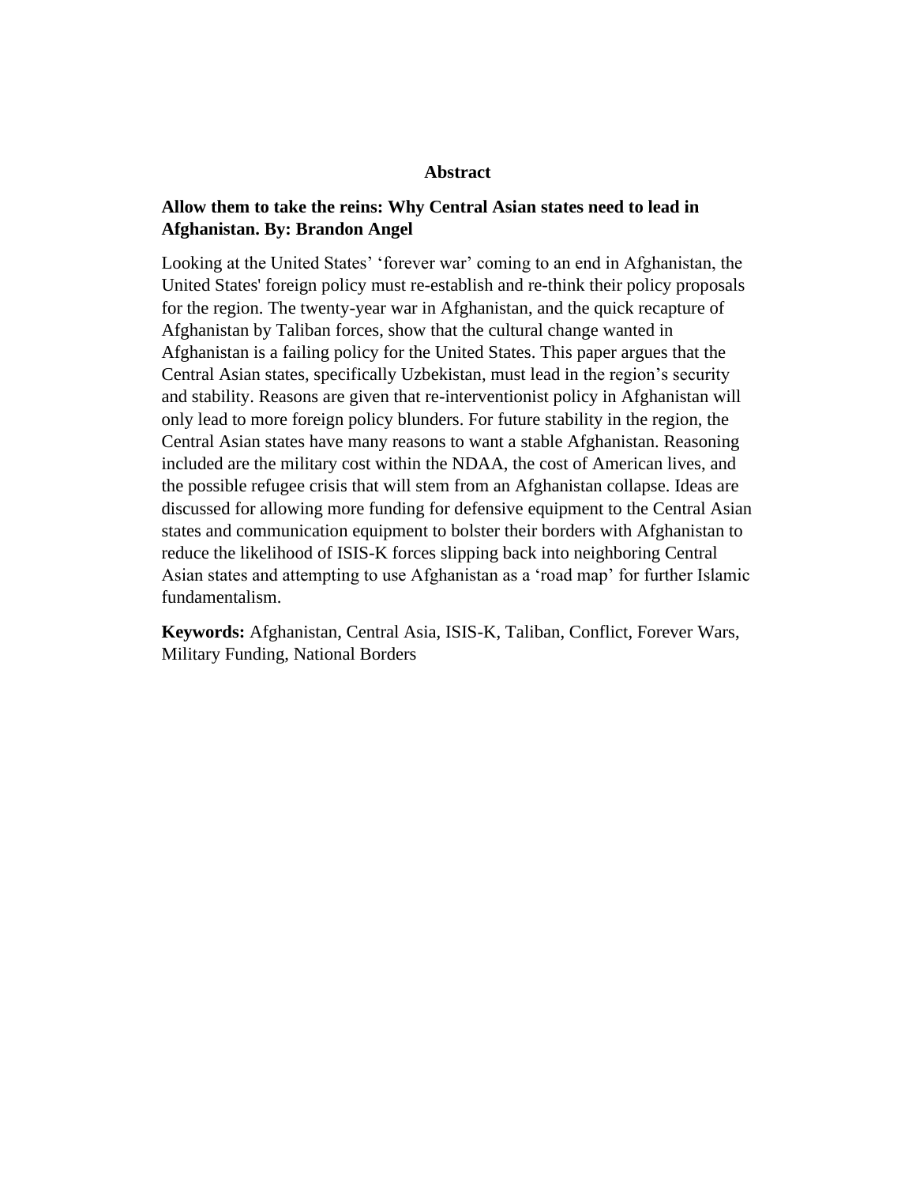## Abstract

**Allow them to take the reins: Why Central Asian states need to lead in Afghanistan. By: Brandon Angel**

Looking at the United States' 'forever war' coming to an end in Afghanistan, the United States' foreign policy must re-establish and re-think their policy proposals for the region. The twenty-year war in Afghanistan, and the quick recapture of Afghanistan by Taliban forces, show that the cultural change wanted in Afghanistan is a failing policy for the United States. This paper argues that the Central Asian states, specifically Uzbekistan, must lead in the region's security and stability. Reasons are given that re-interventionist policy in Afghanistan will only lead to more foreign policy blunders. For future stability in the region, the Central Asian states have many reasons to want a stable Afghanistan. Reasoning included are the military cost within the NDAA, the cost of American lives, and the possible refugee crisis that will stem from an Afghanistan collapse. Ideas are discussed for allowing more funding for defensive equipment to the Central Asian states and communication equipment to bolster their borders with Afghanistan to reduce the likelihood of ISIS-K forces slipping back into neighboring Central Asian states and attempting to use Afghanistan as a 'road map' for further Islamic fundamentalism.

**Keywords:** Afghanistan, Central Asia, ISIS-K, Taliban, Conflict, Forever Wars, Military Funding, National Borders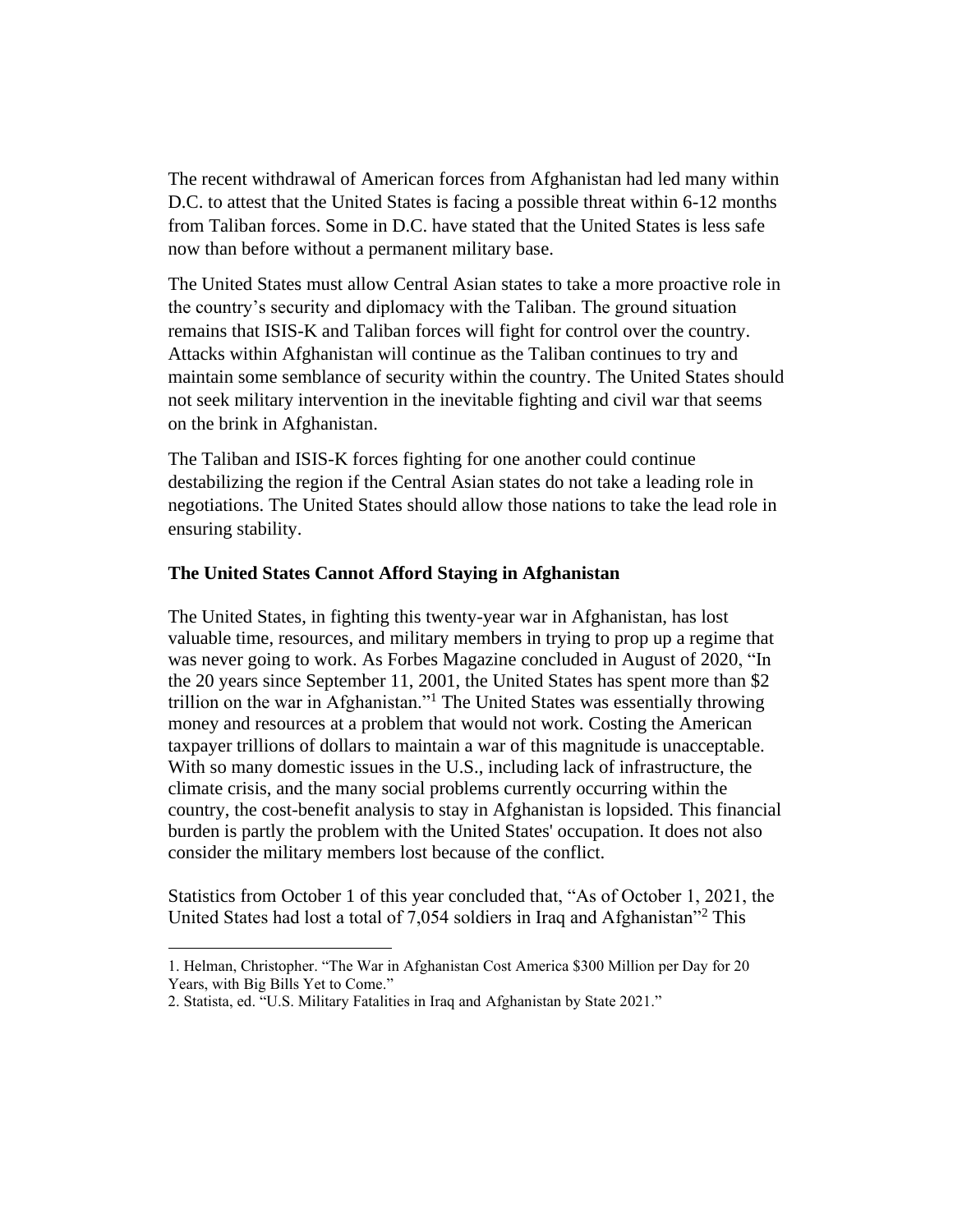The recent withdrawal of American forces from Afghanistan had led many within D.C. to attest that the United States is facing a possible threat within 6-12 months from Taliban forces. Some in D.C. have stated that the United States is less safe now than before without a permanent military base.

The United States must allow Central Asian states to take a more proactive role in the country's security and diplomacy with the Taliban. The ground situation remains that ISIS-K and Taliban forces will fight for control over the country. Attacks within Afghanistan will continue as the Taliban continues to try and maintain some semblance of security within the country. The United States should not seek military intervention in the inevitable fighting and civil war that seems on the brink in Afghanistan.

The Taliban and ISIS-K forces fighting for one another could continue destabilizing the region if the Central Asian states do not take a leading role in negotiations. The United States should allow those nations to take the lead role in ensuring stability.

**The United States Cannot Afford Staying in Afghanistan**

The United States, in fighting this twenty-year war in Afghanistan, has lost valuable time, resources, and military members in trying to prop up a regime that was never going to work. As Forbes Magazine concluded in August of 2020, "In the 20 years since September 11, 2001, the United States has spent more than $2 trillion on the war in Afghanistan."[1] The United States was essentially throwing money and resources at a problem that would not work. Costing the American taxpayer trillions of dollars to maintain a war of this magnitude is unacceptable. With so many domestic issues in the U.S., including lack of infrastructure, the climate crisis, and the many social problems currently occurring within the country, the cost-benefit analysis to stay in Afghanistan is lopsided. This financial burden is partly the problem with the United States' occupation. It does not also consider the military members lost because of the conflict.

Statistics from October 1 of this year concluded that, "As of October 1, 2021, the United States had lost a total of 7,054 soldiers in Iraq and Afghanistan"[2] This

1. Helman, Christopher. "The War in Afghanistan Cost America $300 Million per Day for 20 Years, with Big Bills Yet to Come."
2. Statista, ed. "U.S. Military Fatalities in Iraq and Afghanistan by State 2021."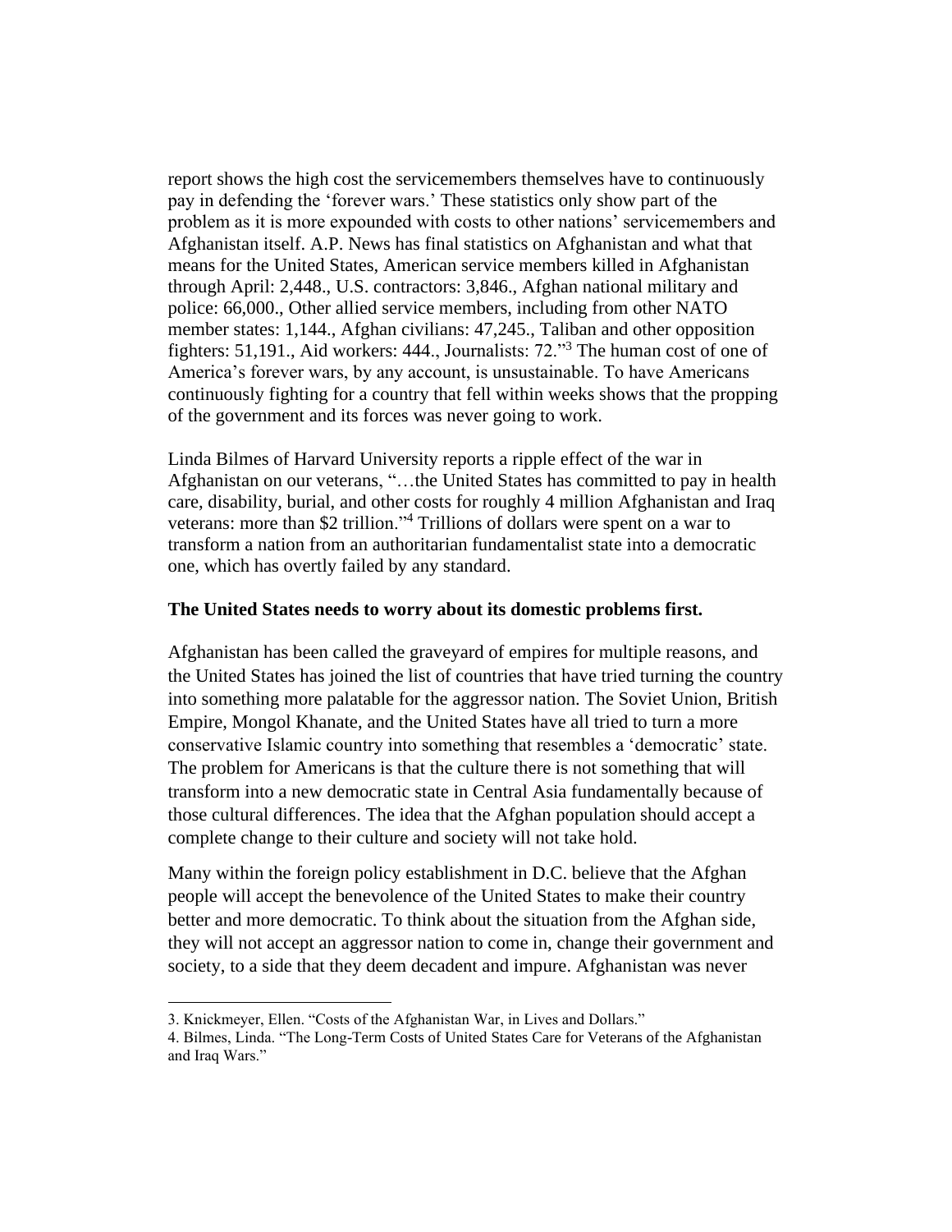report shows the high cost the servicemembers themselves have to continuously pay in defending the 'forever wars.' These statistics only show part of the problem as it is more expounded with costs to other nations' servicemembers and Afghanistan itself. A.P. News has final statistics on Afghanistan and what that means for the United States, American service members killed in Afghanistan through April: 2,448., U.S. contractors: 3,846., Afghan national military and police: 66,000., Other allied service members, including from other NATO member states: 1,144., Afghan civilians: 47,245., Taliban and other opposition fighters: 51,191., Aid workers: 444., Journalists: 72."[3] The human cost of one of America's forever wars, by any account, is unsustainable. To have Americans continuously fighting for a country that fell within weeks shows that the propping of the government and its forces was never going to work.

Linda Bilmes of Harvard University reports a ripple effect of the war in Afghanistan on our veterans, "…the United States has committed to pay in health care, disability, burial, and other costs for roughly 4 million Afghanistan and Iraq veterans: more than $2 trillion."[4] Trillions of dollars were spent on a war to transform a nation from an authoritarian fundamentalist state into a democratic one, which has overtly failed by any standard.

**The United States needs to worry about its domestic problems first.**

Afghanistan has been called the graveyard of empires for multiple reasons, and the United States has joined the list of countries that have tried turning the country into something more palatable for the aggressor nation. The Soviet Union, British Empire, Mongol Khanate, and the United States have all tried to turn a more conservative Islamic country into something that resembles a 'democratic' state. The problem for Americans is that the culture there is not something that will transform into a new democratic state in Central Asia fundamentally because of those cultural differences. The idea that the Afghan population should accept a complete change to their culture and society will not take hold.

Many within the foreign policy establishment in D.C. believe that the Afghan people will accept the benevolence of the United States to make their country better and more democratic. To think about the situation from the Afghan side, they will not accept an aggressor nation to come in, change their government and society, to a side that they deem decadent and impure. Afghanistan was never

3. Knickmeyer, Ellen. "Costs of the Afghanistan War, in Lives and Dollars."
4. Bilmes, Linda. "The Long-Term Costs of United States Care for Veterans of the Afghanistan and Iraq Wars."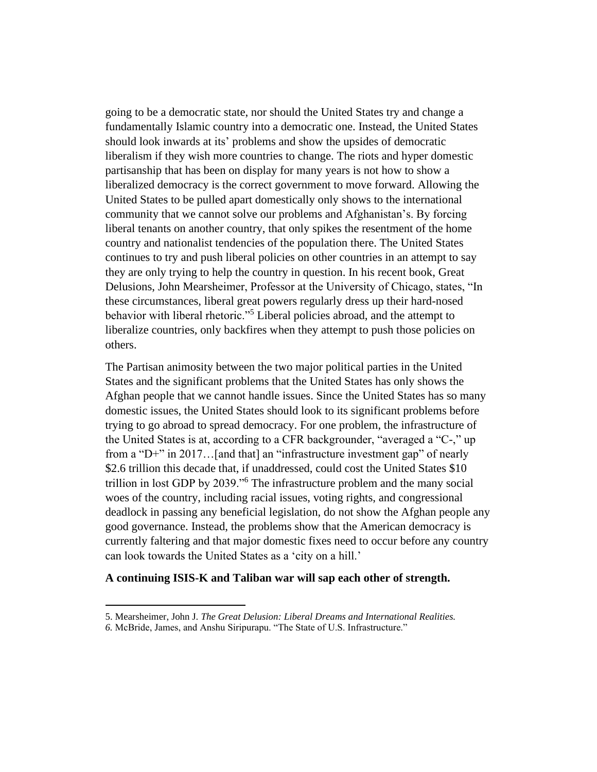going to be a democratic state, nor should the United States try and change a fundamentally Islamic country into a democratic one. Instead, the United States should look inwards at its' problems and show the upsides of democratic liberalism if they wish more countries to change. The riots and hyper domestic partisanship that has been on display for many years is not how to show a liberalized democracy is the correct government to move forward. Allowing the United States to be pulled apart domestically only shows to the international community that we cannot solve our problems and Afghanistan's. By forcing liberal tenants on another country, that only spikes the resentment of the home country and nationalist tendencies of the population there. The United States continues to try and push liberal policies on other countries in an attempt to say they are only trying to help the country in question. In his recent book, Great Delusions, John Mearsheimer, Professor at the University of Chicago, states, "In these circumstances, liberal great powers regularly dress up their hard-nosed behavior with liberal rhetoric."[5] Liberal policies abroad, and the attempt to liberalize countries, only backfires when they attempt to push those policies on others.

The Partisan animosity between the two major political parties in the United States and the significant problems that the United States has only shows the Afghan people that we cannot handle issues. Since the United States has so many domestic issues, the United States should look to its significant problems before trying to go abroad to spread democracy. For one problem, the infrastructure of the United States is at, according to a CFR backgrounder, "averaged a "C-," up from a "D+" in 2017…[and that] an "infrastructure investment gap" of nearly $2.6 trillion this decade that, if unaddressed, could cost the United States $10 trillion in lost GDP by 2039."[6] The infrastructure problem and the many social woes of the country, including racial issues, voting rights, and congressional deadlock in passing any beneficial legislation, do not show the Afghan people any good governance. Instead, the problems show that the American democracy is currently faltering and that major domestic fixes need to occur before any country can look towards the United States as a 'city on a hill.'

**A continuing ISIS-K and Taliban war will sap each other of strength.**

---

5. Mearsheimer, John J. *The Great Delusion: Liberal Dreams and International Realities.*

6. McBride, James, and Anshu Siripurapu. "The State of U.S. Infrastructure."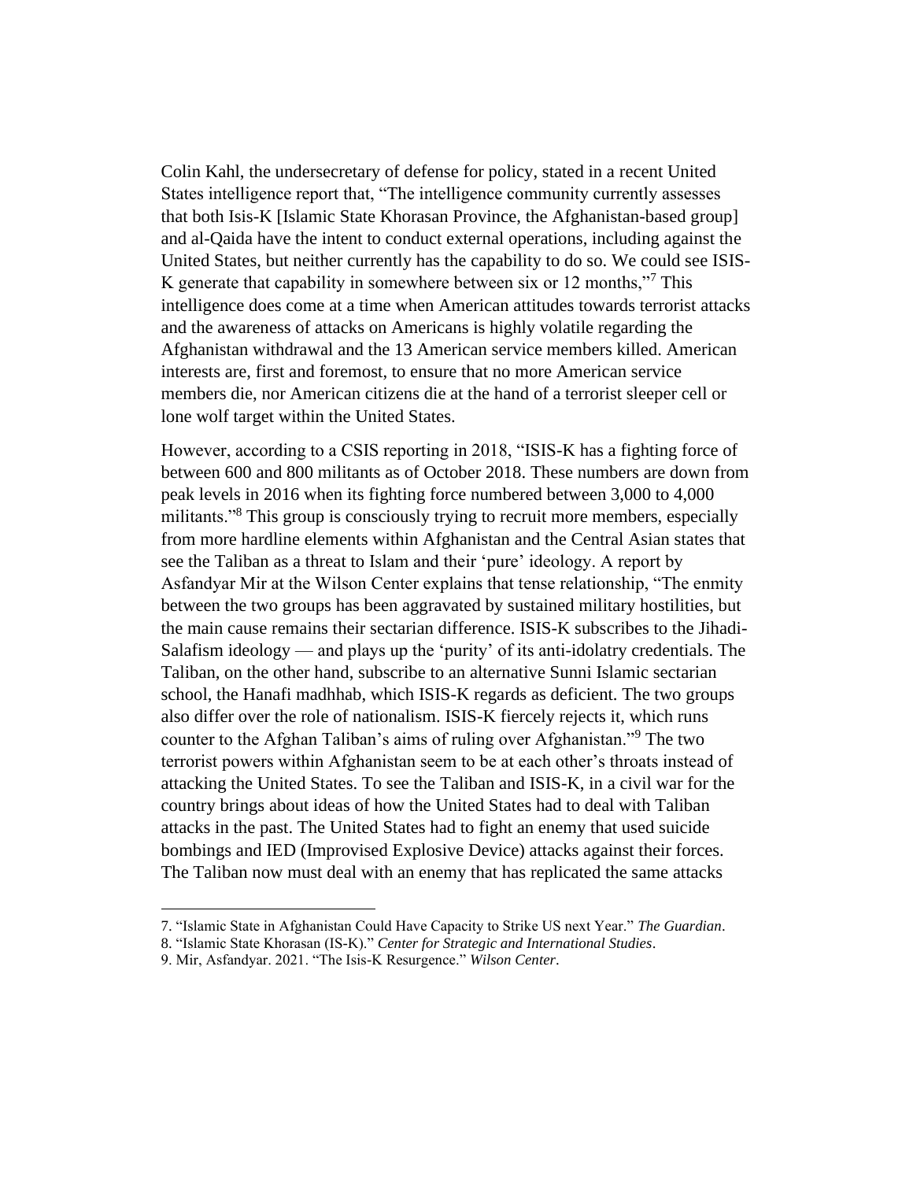Colin Kahl, the undersecretary of defense for policy, stated in a recent United States intelligence report that, "The intelligence community currently assesses that both Isis-K [Islamic State Khorasan Province, the Afghanistan-based group] and al-Qaida have the intent to conduct external operations, including against the United States, but neither currently has the capability to do so. We could see ISIS-K generate that capability in somewhere between six or 12 months,"[7] This intelligence does come at a time when American attitudes towards terrorist attacks and the awareness of attacks on Americans is highly volatile regarding the Afghanistan withdrawal and the 13 American service members killed. American interests are, first and foremost, to ensure that no more American service members die, nor American citizens die at the hand of a terrorist sleeper cell or lone wolf target within the United States.

However, according to a CSIS reporting in 2018, "ISIS-K has a fighting force of between 600 and 800 militants as of October 2018. These numbers are down from peak levels in 2016 when its fighting force numbered between 3,000 to 4,000 militants."[8] This group is consciously trying to recruit more members, especially from more hardline elements within Afghanistan and the Central Asian states that see the Taliban as a threat to Islam and their 'pure' ideology. A report by Asfandyar Mir at the Wilson Center explains that tense relationship, "The enmity between the two groups has been aggravated by sustained military hostilities, but the main cause remains their sectarian difference. ISIS-K subscribes to the Jihadi-Salafism ideology — and plays up the 'purity' of its anti-idolatry credentials. The Taliban, on the other hand, subscribe to an alternative Sunni Islamic sectarian school, the Hanafi madhhab, which ISIS-K regards as deficient. The two groups also differ over the role of nationalism. ISIS-K fiercely rejects it, which runs counter to the Afghan Taliban's aims of ruling over Afghanistan."[9] The two terrorist powers within Afghanistan seem to be at each other's throats instead of attacking the United States. To see the Taliban and ISIS-K, in a civil war for the country brings about ideas of how the United States had to deal with Taliban attacks in the past. The United States had to fight an enemy that used suicide bombings and IED (Improvised Explosive Device) attacks against their forces. The Taliban now must deal with an enemy that has replicated the same attacks

---

7. "Islamic State in Afghanistan Could Have Capacity to Strike US next Year." *The Guardian*.
8. "Islamic State Khorasan (IS-K)." *Center for Strategic and International Studies*.
9. Mir, Asfandyar. 2021. "The Isis-K Resurgence." *Wilson Center*.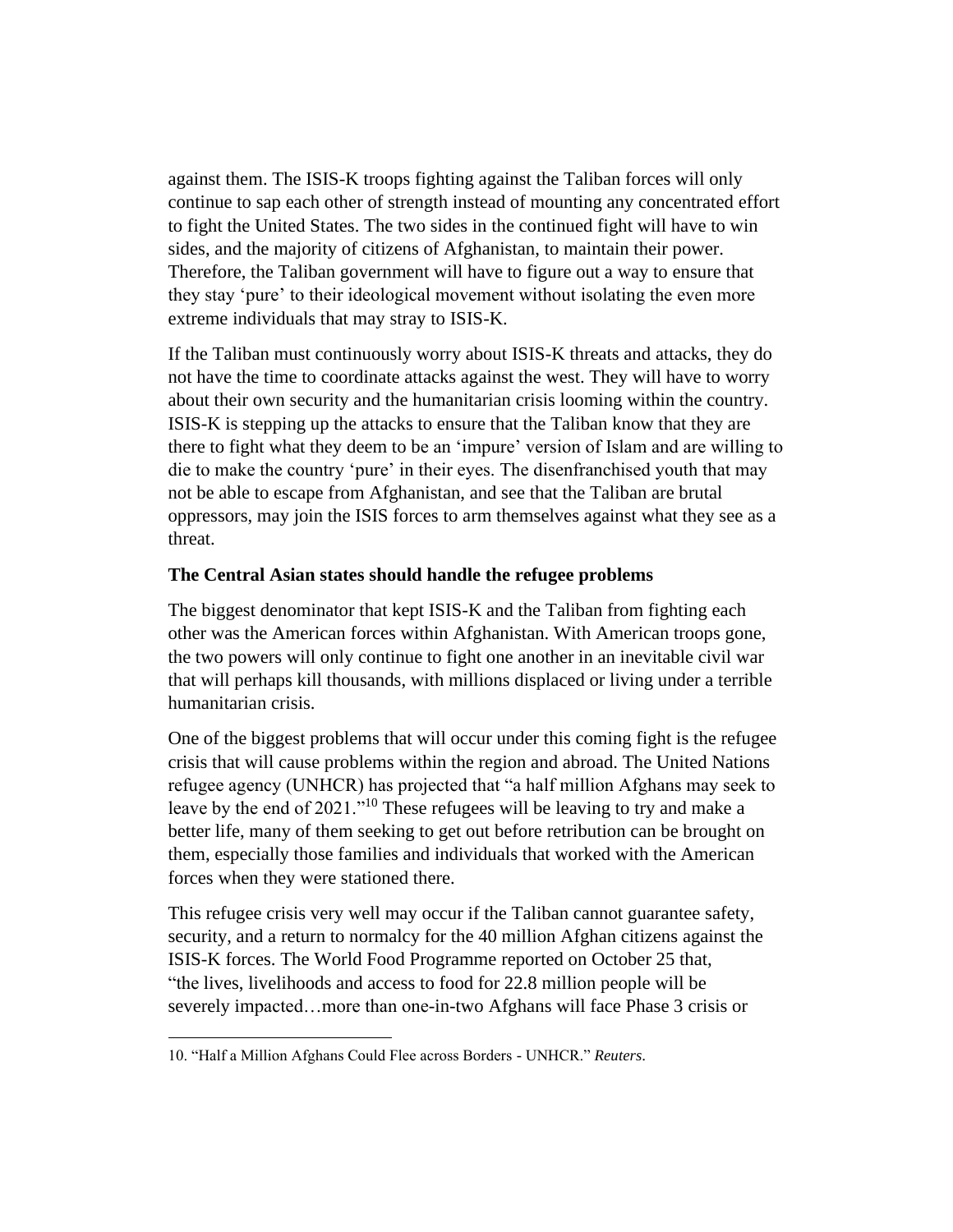against them. The ISIS-K troops fighting against the Taliban forces will only continue to sap each other of strength instead of mounting any concentrated effort to fight the United States. The two sides in the continued fight will have to win sides, and the majority of citizens of Afghanistan, to maintain their power. Therefore, the Taliban government will have to figure out a way to ensure that they stay 'pure' to their ideological movement without isolating the even more extreme individuals that may stray to ISIS-K.

If the Taliban must continuously worry about ISIS-K threats and attacks, they do not have the time to coordinate attacks against the west. They will have to worry about their own security and the humanitarian crisis looming within the country. ISIS-K is stepping up the attacks to ensure that the Taliban know that they are there to fight what they deem to be an 'impure' version of Islam and are willing to die to make the country 'pure' in their eyes. The disenfranchised youth that may not be able to escape from Afghanistan, and see that the Taliban are brutal oppressors, may join the ISIS forces to arm themselves against what they see as a threat.

**The Central Asian states should handle the refugee problems**

The biggest denominator that kept ISIS-K and the Taliban from fighting each other was the American forces within Afghanistan. With American troops gone, the two powers will only continue to fight one another in an inevitable civil war that will perhaps kill thousands, with millions displaced or living under a terrible humanitarian crisis.

One of the biggest problems that will occur under this coming fight is the refugee crisis that will cause problems within the region and abroad. The United Nations refugee agency (UNHCR) has projected that "a half million Afghans may seek to leave by the end of 2021."[10] These refugees will be leaving to try and make a better life, many of them seeking to get out before retribution can be brought on them, especially those families and individuals that worked with the American forces when they were stationed there.

This refugee crisis very well may occur if the Taliban cannot guarantee safety, security, and a return to normalcy for the 40 million Afghan citizens against the ISIS-K forces. The World Food Programme reported on October 25 that, "the lives, livelihoods and access to food for 22.8 million people will be severely impacted…more than one-in-two Afghans will face Phase 3 crisis or

10. "Half a Million Afghans Could Flee across Borders - UNHCR." *Reuters*.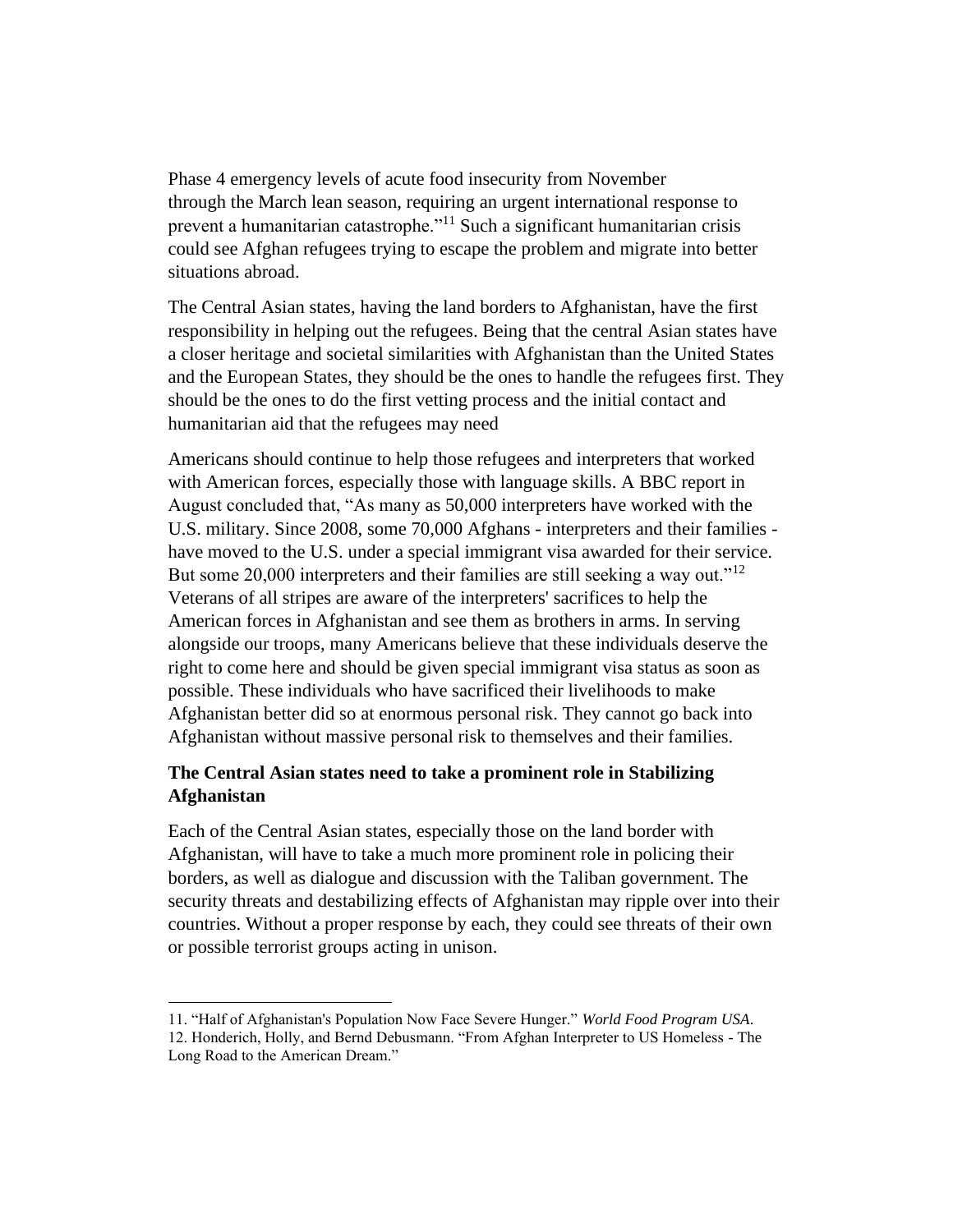Phase 4 emergency levels of acute food insecurity from November through the March lean season, requiring an urgent international response to prevent a humanitarian catastrophe."[11] Such a significant humanitarian crisis could see Afghan refugees trying to escape the problem and migrate into better situations abroad.

The Central Asian states, having the land borders to Afghanistan, have the first responsibility in helping out the refugees. Being that the central Asian states have a closer heritage and societal similarities with Afghanistan than the United States and the European States, they should be the ones to handle the refugees first. They should be the ones to do the first vetting process and the initial contact and humanitarian aid that the refugees may need

Americans should continue to help those refugees and interpreters that worked with American forces, especially those with language skills. A BBC report in August concluded that, "As many as 50,000 interpreters have worked with the U.S. military. Since 2008, some 70,000 Afghans - interpreters and their families - have moved to the U.S. under a special immigrant visa awarded for their service. But some 20,000 interpreters and their families are still seeking a way out."[12] Veterans of all stripes are aware of the interpreters' sacrifices to help the American forces in Afghanistan and see them as brothers in arms. In serving alongside our troops, many Americans believe that these individuals deserve the right to come here and should be given special immigrant visa status as soon as possible. These individuals who have sacrificed their livelihoods to make Afghanistan better did so at enormous personal risk. They cannot go back into Afghanistan without massive personal risk to themselves and their families.

**The Central Asian states need to take a prominent role in Stabilizing Afghanistan**

Each of the Central Asian states, especially those on the land border with Afghanistan, will have to take a much more prominent role in policing their borders, as well as dialogue and discussion with the Taliban government. The security threats and destabilizing effects of Afghanistan may ripple over into their countries. Without a proper response by each, they could see threats of their own or possible terrorist groups acting in unison.

---

11. "Half of Afghanistan's Population Now Face Severe Hunger." *World Food Program USA*.
12. Honderich, Holly, and Bernd Debusmann. "From Afghan Interpreter to US Homeless - The Long Road to the American Dream."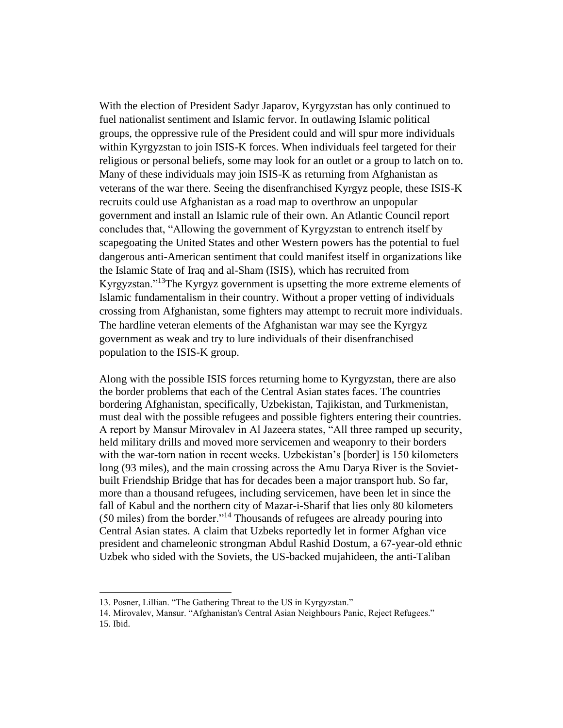With the election of President Sadyr Japarov, Kyrgyzstan has only continued to fuel nationalist sentiment and Islamic fervor. In outlawing Islamic political groups, the oppressive rule of the President could and will spur more individuals within Kyrgyzstan to join ISIS-K forces. When individuals feel targeted for their religious or personal beliefs, some may look for an outlet or a group to latch on to. Many of these individuals may join ISIS-K as returning from Afghanistan as veterans of the war there. Seeing the disenfranchised Kyrgyz people, these ISIS-K recruits could use Afghanistan as a road map to overthrow an unpopular government and install an Islamic rule of their own. An Atlantic Council report concludes that, "Allowing the government of Kyrgyzstan to entrench itself by scapegoating the United States and other Western powers has the potential to fuel dangerous anti-American sentiment that could manifest itself in organizations like the Islamic State of Iraq and al-Sham (ISIS), which has recruited from Kyrgyzstan."[13]The Kyrgyz government is upsetting the more extreme elements of Islamic fundamentalism in their country. Without a proper vetting of individuals crossing from Afghanistan, some fighters may attempt to recruit more individuals. The hardline veteran elements of the Afghanistan war may see the Kyrgyz government as weak and try to lure individuals of their disenfranchised population to the ISIS-K group.

Along with the possible ISIS forces returning home to Kyrgyzstan, there are also the border problems that each of the Central Asian states faces. The countries bordering Afghanistan, specifically, Uzbekistan, Tajikistan, and Turkmenistan, must deal with the possible refugees and possible fighters entering their countries. A report by Mansur Mirovalev in Al Jazeera states, "All three ramped up security, held military drills and moved more servicemen and weaponry to their borders with the war-torn nation in recent weeks. Uzbekistan's [border] is 150 kilometers long (93 miles), and the main crossing across the Amu Darya River is the Soviet-built Friendship Bridge that has for decades been a major transport hub. So far, more than a thousand refugees, including servicemen, have been let in since the fall of Kabul and the northern city of Mazar-i-Sharif that lies only 80 kilometers (50 miles) from the border."[14] Thousands of refugees are already pouring into Central Asian states. A claim that Uzbeks reportedly let in former Afghan vice president and chameleonic strongman Abdul Rashid Dostum, a 67-year-old ethnic Uzbek who sided with the Soviets, the US-backed mujahideen, the anti-Taliban

---

13. Posner, Lillian. "The Gathering Threat to the US in Kyrgyzstan."
14. Mirovalev, Mansur. "Afghanistan's Central Asian Neighbours Panic, Reject Refugees."
15. Ibid.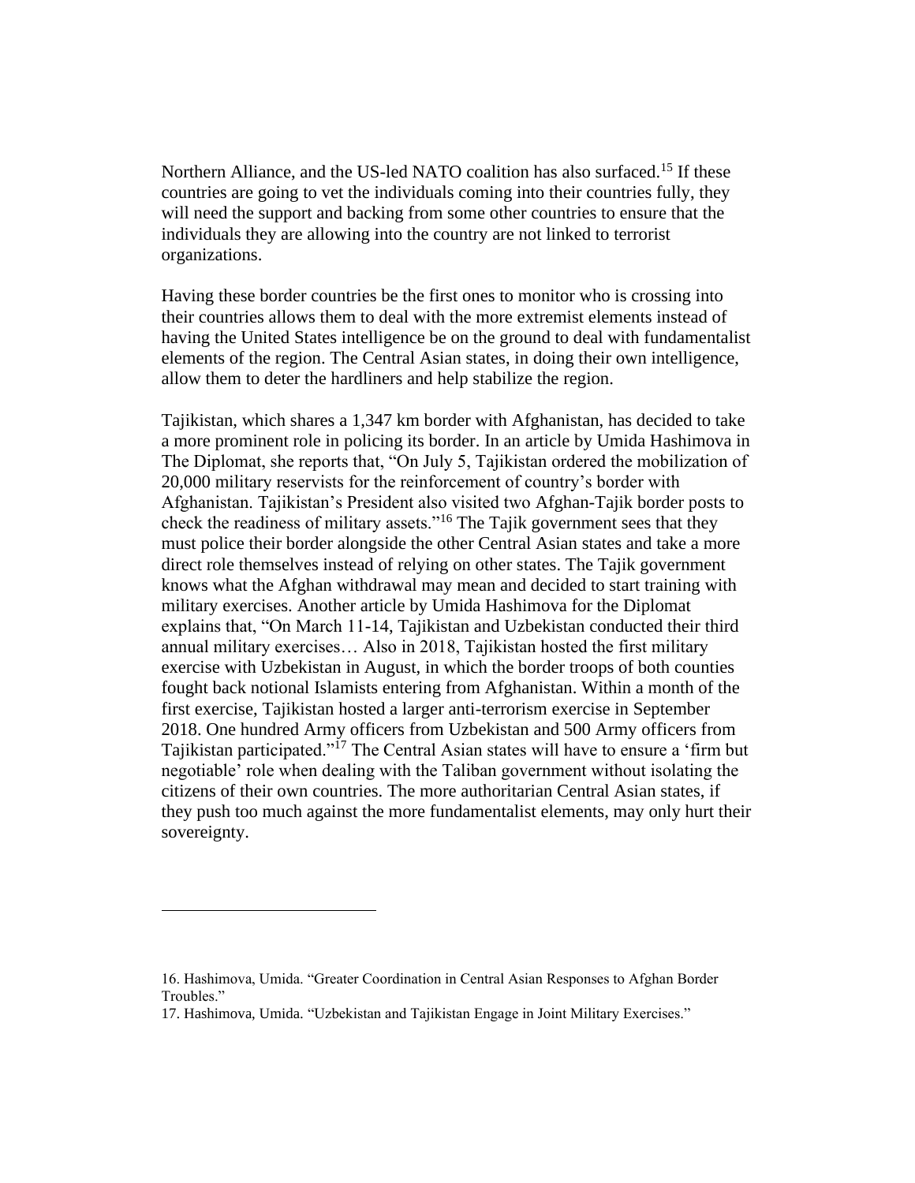Northern Alliance, and the US-led NATO coalition has also surfaced.[15] If these countries are going to vet the individuals coming into their countries fully, they will need the support and backing from some other countries to ensure that the individuals they are allowing into the country are not linked to terrorist organizations.

Having these border countries be the first ones to monitor who is crossing into their countries allows them to deal with the more extremist elements instead of having the United States intelligence be on the ground to deal with fundamentalist elements of the region. The Central Asian states, in doing their own intelligence, allow them to deter the hardliners and help stabilize the region.

Tajikistan, which shares a 1,347 km border with Afghanistan, has decided to take a more prominent role in policing its border. In an article by Umida Hashimova in The Diplomat, she reports that, "On July 5, Tajikistan ordered the mobilization of 20,000 military reservists for the reinforcement of country's border with Afghanistan. Tajikistan's President also visited two Afghan-Tajik border posts to check the readiness of military assets."[16] The Tajik government sees that they must police their border alongside the other Central Asian states and take a more direct role themselves instead of relying on other states. The Tajik government knows what the Afghan withdrawal may mean and decided to start training with military exercises. Another article by Umida Hashimova for the Diplomat explains that, "On March 11-14, Tajikistan and Uzbekistan conducted their third annual military exercises… Also in 2018, Tajikistan hosted the first military exercise with Uzbekistan in August, in which the border troops of both counties fought back notional Islamists entering from Afghanistan. Within a month of the first exercise, Tajikistan hosted a larger anti-terrorism exercise in September 2018. One hundred Army officers from Uzbekistan and 500 Army officers from Tajikistan participated."[17] The Central Asian states will have to ensure a 'firm but negotiable' role when dealing with the Taliban government without isolating the citizens of their own countries. The more authoritarian Central Asian states, if they push too much against the more fundamentalist elements, may only hurt their sovereignty.

---

16. Hashimova, Umida. "Greater Coordination in Central Asian Responses to Afghan Border Troubles."
17. Hashimova, Umida. "Uzbekistan and Tajikistan Engage in Joint Military Exercises."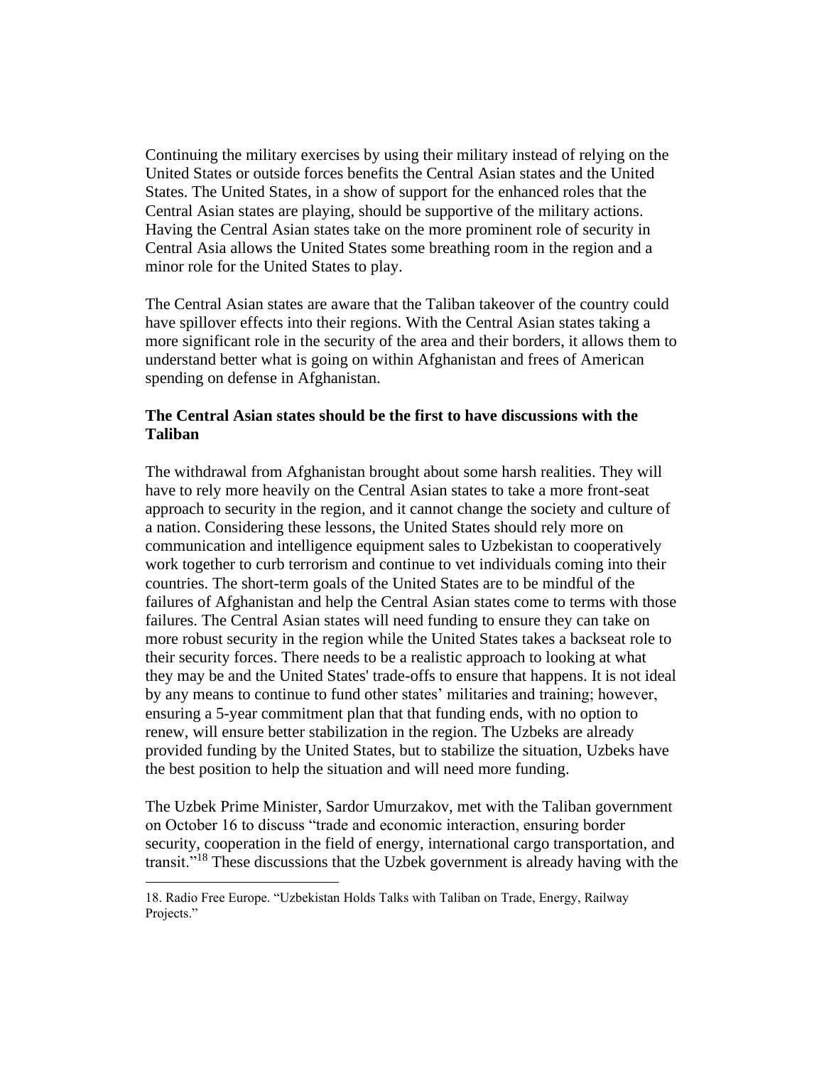Continuing the military exercises by using their military instead of relying on the United States or outside forces benefits the Central Asian states and the United States. The United States, in a show of support for the enhanced roles that the Central Asian states are playing, should be supportive of the military actions. Having the Central Asian states take on the more prominent role of security in Central Asia allows the United States some breathing room in the region and a minor role for the United States to play.

The Central Asian states are aware that the Taliban takeover of the country could have spillover effects into their regions. With the Central Asian states taking a more significant role in the security of the area and their borders, it allows them to understand better what is going on within Afghanistan and frees of American spending on defense in Afghanistan.

**The Central Asian states should be the first to have discussions with the Taliban**

The withdrawal from Afghanistan brought about some harsh realities. They will have to rely more heavily on the Central Asian states to take a more front-seat approach to security in the region, and it cannot change the society and culture of a nation. Considering these lessons, the United States should rely more on communication and intelligence equipment sales to Uzbekistan to cooperatively work together to curb terrorism and continue to vet individuals coming into their countries. The short-term goals of the United States are to be mindful of the failures of Afghanistan and help the Central Asian states come to terms with those failures. The Central Asian states will need funding to ensure they can take on more robust security in the region while the United States takes a backseat role to their security forces. There needs to be a realistic approach to looking at what they may be and the United States' trade-offs to ensure that happens. It is not ideal by any means to continue to fund other states' militaries and training; however, ensuring a 5-year commitment plan that that funding ends, with no option to renew, will ensure better stabilization in the region. The Uzbeks are already provided funding by the United States, but to stabilize the situation, Uzbeks have the best position to help the situation and will need more funding.

The Uzbek Prime Minister, Sardor Umurzakov, met with the Taliban government on October 16 to discuss "trade and economic interaction, ensuring border security, cooperation in the field of energy, international cargo transportation, and transit."[18] These discussions that the Uzbek government is already having with the

18. Radio Free Europe. "Uzbekistan Holds Talks with Taliban on Trade, Energy, Railway Projects."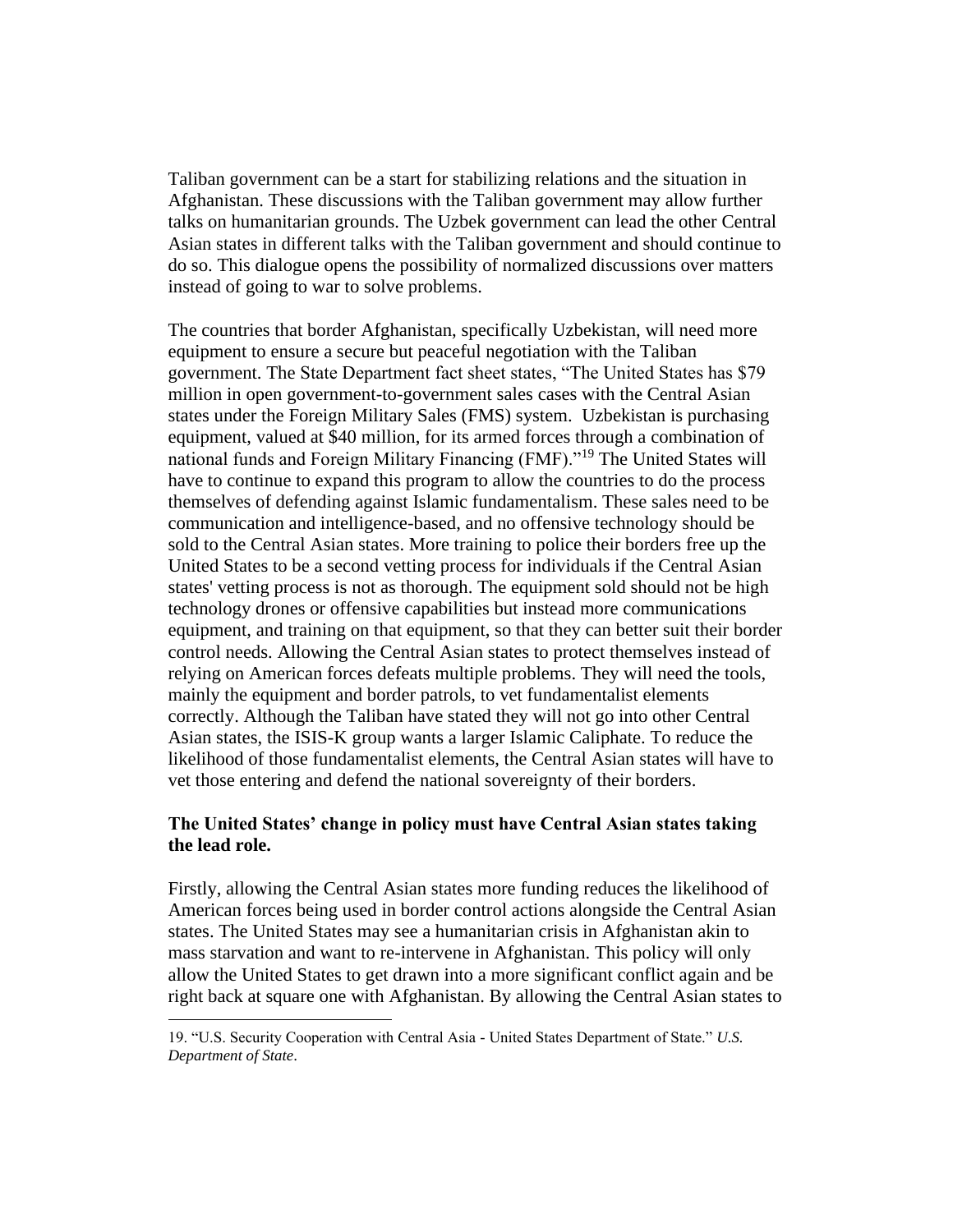Taliban government can be a start for stabilizing relations and the situation in Afghanistan. These discussions with the Taliban government may allow further talks on humanitarian grounds. The Uzbek government can lead the other Central Asian states in different talks with the Taliban government and should continue to do so. This dialogue opens the possibility of normalized discussions over matters instead of going to war to solve problems.

The countries that border Afghanistan, specifically Uzbekistan, will need more equipment to ensure a secure but peaceful negotiation with the Taliban government. The State Department fact sheet states, "The United States has $79 million in open government-to-government sales cases with the Central Asian states under the Foreign Military Sales (FMS) system. Uzbekistan is purchasing equipment, valued at $40 million, for its armed forces through a combination of national funds and Foreign Military Financing (FMF)."[19] The United States will have to continue to expand this program to allow the countries to do the process themselves of defending against Islamic fundamentalism. These sales need to be communication and intelligence-based, and no offensive technology should be sold to the Central Asian states. More training to police their borders free up the United States to be a second vetting process for individuals if the Central Asian states' vetting process is not as thorough. The equipment sold should not be high technology drones or offensive capabilities but instead more communications equipment, and training on that equipment, so that they can better suit their border control needs. Allowing the Central Asian states to protect themselves instead of relying on American forces defeats multiple problems. They will need the tools, mainly the equipment and border patrols, to vet fundamentalist elements correctly. Although the Taliban have stated they will not go into other Central Asian states, the ISIS-K group wants a larger Islamic Caliphate. To reduce the likelihood of those fundamentalist elements, the Central Asian states will have to vet those entering and defend the national sovereignty of their borders.

**The United States' change in policy must have Central Asian states taking the lead role.**

Firstly, allowing the Central Asian states more funding reduces the likelihood of American forces being used in border control actions alongside the Central Asian states. The United States may see a humanitarian crisis in Afghanistan akin to mass starvation and want to re-intervene in Afghanistan. This policy will only allow the United States to get drawn into a more significant conflict again and be right back at square one with Afghanistan. By allowing the Central Asian states to

19. "U.S. Security Cooperation with Central Asia - United States Department of State." *U.S. Department of State*.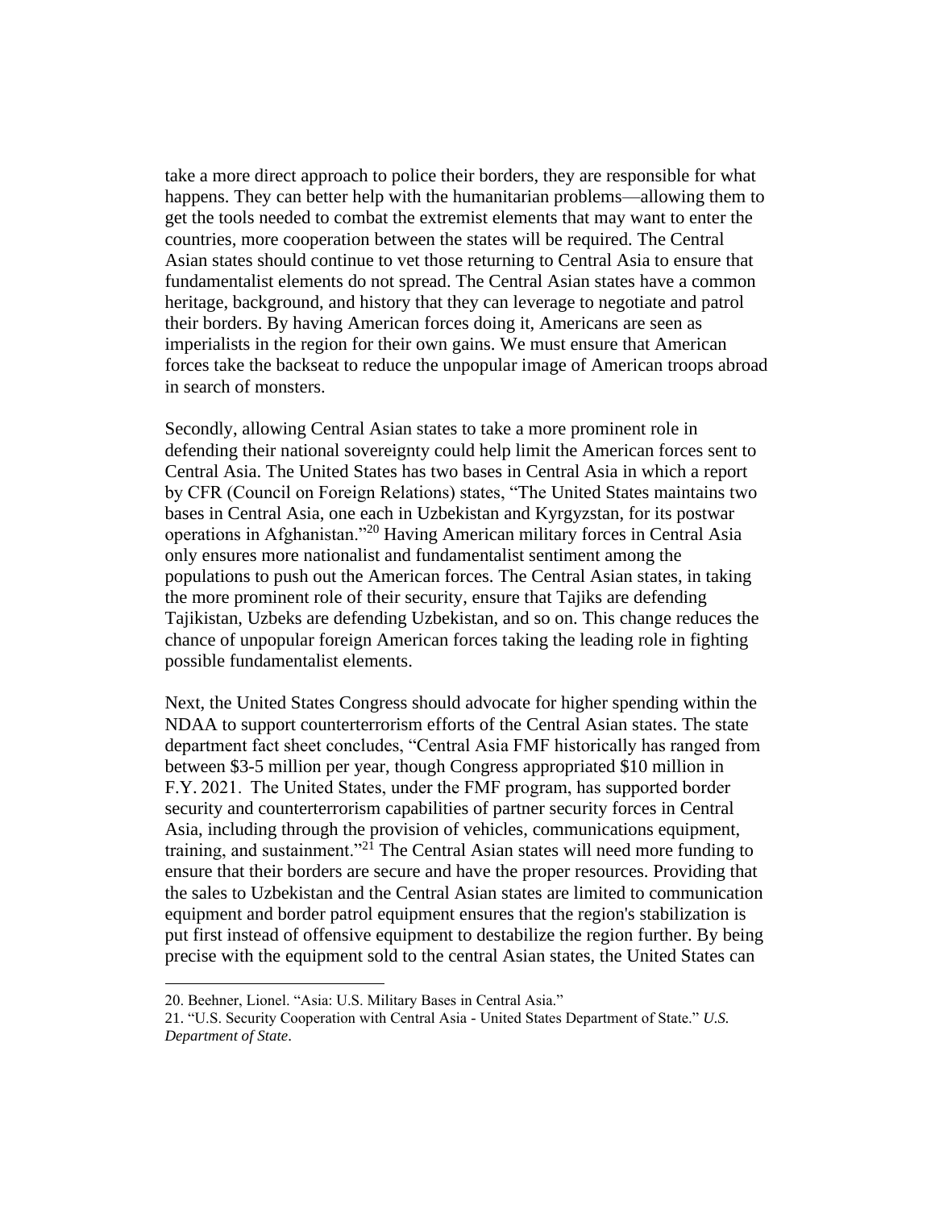take a more direct approach to police their borders, they are responsible for what happens. They can better help with the humanitarian problems—allowing them to get the tools needed to combat the extremist elements that may want to enter the countries, more cooperation between the states will be required. The Central Asian states should continue to vet those returning to Central Asia to ensure that fundamentalist elements do not spread. The Central Asian states have a common heritage, background, and history that they can leverage to negotiate and patrol their borders. By having American forces doing it, Americans are seen as imperialists in the region for their own gains. We must ensure that American forces take the backseat to reduce the unpopular image of American troops abroad in search of monsters.

Secondly, allowing Central Asian states to take a more prominent role in defending their national sovereignty could help limit the American forces sent to Central Asia. The United States has two bases in Central Asia in which a report by CFR (Council on Foreign Relations) states, "The United States maintains two bases in Central Asia, one each in Uzbekistan and Kyrgyzstan, for its postwar operations in Afghanistan."[20] Having American military forces in Central Asia only ensures more nationalist and fundamentalist sentiment among the populations to push out the American forces. The Central Asian states, in taking the more prominent role of their security, ensure that Tajiks are defending Tajikistan, Uzbeks are defending Uzbekistan, and so on. This change reduces the chance of unpopular foreign American forces taking the leading role in fighting possible fundamentalist elements.

Next, the United States Congress should advocate for higher spending within the NDAA to support counterterrorism efforts of the Central Asian states. The state department fact sheet concludes, "Central Asia FMF historically has ranged from between $3-5 million per year, though Congress appropriated $10 million in F.Y. 2021. The United States, under the FMF program, has supported border security and counterterrorism capabilities of partner security forces in Central Asia, including through the provision of vehicles, communications equipment, training, and sustainment."[21] The Central Asian states will need more funding to ensure that their borders are secure and have the proper resources. Providing that the sales to Uzbekistan and the Central Asian states are limited to communication equipment and border patrol equipment ensures that the region's stabilization is put first instead of offensive equipment to destabilize the region further. By being precise with the equipment sold to the central Asian states, the United States can

---

20. Beehner, Lionel. "Asia: U.S. Military Bases in Central Asia."

21. "U.S. Security Cooperation with Central Asia - United States Department of State." *U.S. Department of State*.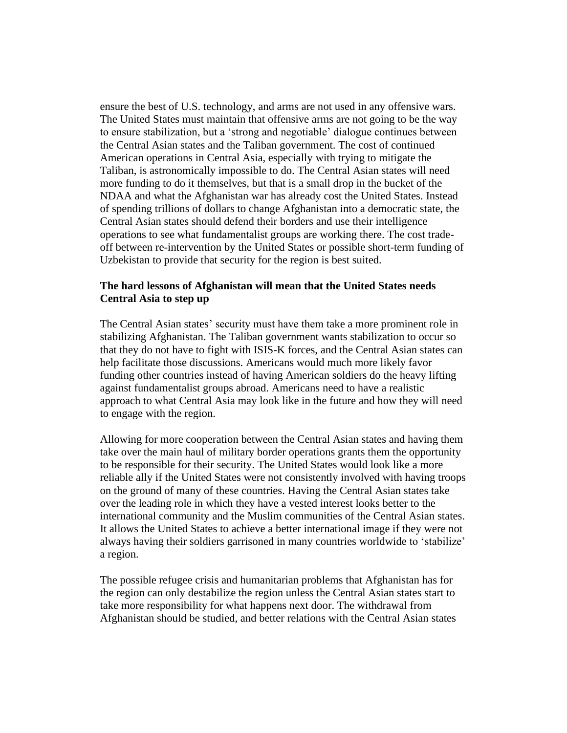ensure the best of U.S. technology, and arms are not used in any offensive wars. The United States must maintain that offensive arms are not going to be the way to ensure stabilization, but a 'strong and negotiable' dialogue continues between the Central Asian states and the Taliban government. The cost of continued American operations in Central Asia, especially with trying to mitigate the Taliban, is astronomically impossible to do. The Central Asian states will need more funding to do it themselves, but that is a small drop in the bucket of the NDAA and what the Afghanistan war has already cost the United States. Instead of spending trillions of dollars to change Afghanistan into a democratic state, the Central Asian states should defend their borders and use their intelligence operations to see what fundamentalist groups are working there. The cost trade-off between re-intervention by the United States or possible short-term funding of Uzbekistan to provide that security for the region is best suited.

**The hard lessons of Afghanistan will mean that the United States needs Central Asia to step up**

The Central Asian states' security must have them take a more prominent role in stabilizing Afghanistan. The Taliban government wants stabilization to occur so that they do not have to fight with ISIS-K forces, and the Central Asian states can help facilitate those discussions. Americans would much more likely favor funding other countries instead of having American soldiers do the heavy lifting against fundamentalist groups abroad. Americans need to have a realistic approach to what Central Asia may look like in the future and how they will need to engage with the region.

Allowing for more cooperation between the Central Asian states and having them take over the main haul of military border operations grants them the opportunity to be responsible for their security. The United States would look like a more reliable ally if the United States were not consistently involved with having troops on the ground of many of these countries. Having the Central Asian states take over the leading role in which they have a vested interest looks better to the international community and the Muslim communities of the Central Asian states. It allows the United States to achieve a better international image if they were not always having their soldiers garrisoned in many countries worldwide to 'stabilize' a region.

The possible refugee crisis and humanitarian problems that Afghanistan has for the region can only destabilize the region unless the Central Asian states start to take more responsibility for what happens next door. The withdrawal from Afghanistan should be studied, and better relations with the Central Asian states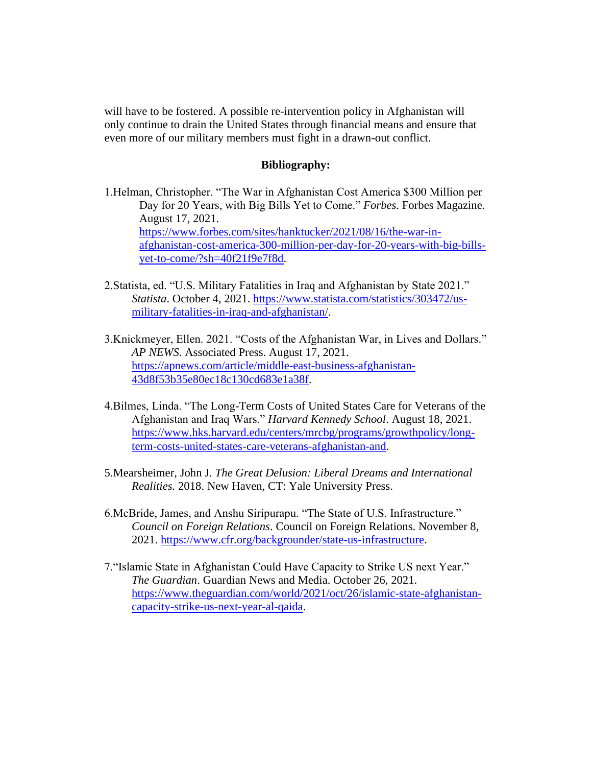will have to be fostered. A possible re-intervention policy in Afghanistan will only continue to drain the United States through financial means and ensure that even more of our military members must fight in a drawn-out conflict.

**Bibliography:**

1. Helman, Christopher. "The War in Afghanistan Cost America $300 Million per Day for 20 Years, with Big Bills Yet to Come." *Forbes*. Forbes Magazine. August 17, 2021. https://www.forbes.com/sites/hanktucker/2021/08/16/the-war-in-afghanistan-cost-america-300-million-per-day-for-20-years-with-big-bills-yet-to-come/?sh=40f21f9e7f8d.

2. Statista, ed. "U.S. Military Fatalities in Iraq and Afghanistan by State 2021." *Statista*. October 4, 2021. https://www.statista.com/statistics/303472/us-military-fatalities-in-iraq-and-afghanistan/.

3. Knickmeyer, Ellen. 2021. "Costs of the Afghanistan War, in Lives and Dollars." *AP NEWS*. Associated Press. August 17, 2021. https://apnews.com/article/middle-east-business-afghanistan-43d8f53b35e80ec18c130cd683e1a38f.

4. Bilmes, Linda. "The Long-Term Costs of United States Care for Veterans of the Afghanistan and Iraq Wars." *Harvard Kennedy School*. August 18, 2021. https://www.hks.harvard.edu/centers/mrcbg/programs/growthpolicy/long-term-costs-united-states-care-veterans-afghanistan-and.

5. Mearsheimer, John J. *The Great Delusion: Liberal Dreams and International Realities.* 2018. New Haven, CT: Yale University Press.

6. McBride, James, and Anshu Siripurapu. "The State of U.S. Infrastructure." *Council on Foreign Relations*. Council on Foreign Relations. November 8, 2021. https://www.cfr.org/backgrounder/state-us-infrastructure.

7. "Islamic State in Afghanistan Could Have Capacity to Strike US next Year." *The Guardian*. Guardian News and Media. October 26, 2021. https://www.theguardian.com/world/2021/oct/26/islamic-state-afghanistan-capacity-strike-us-next-year-al-qaida.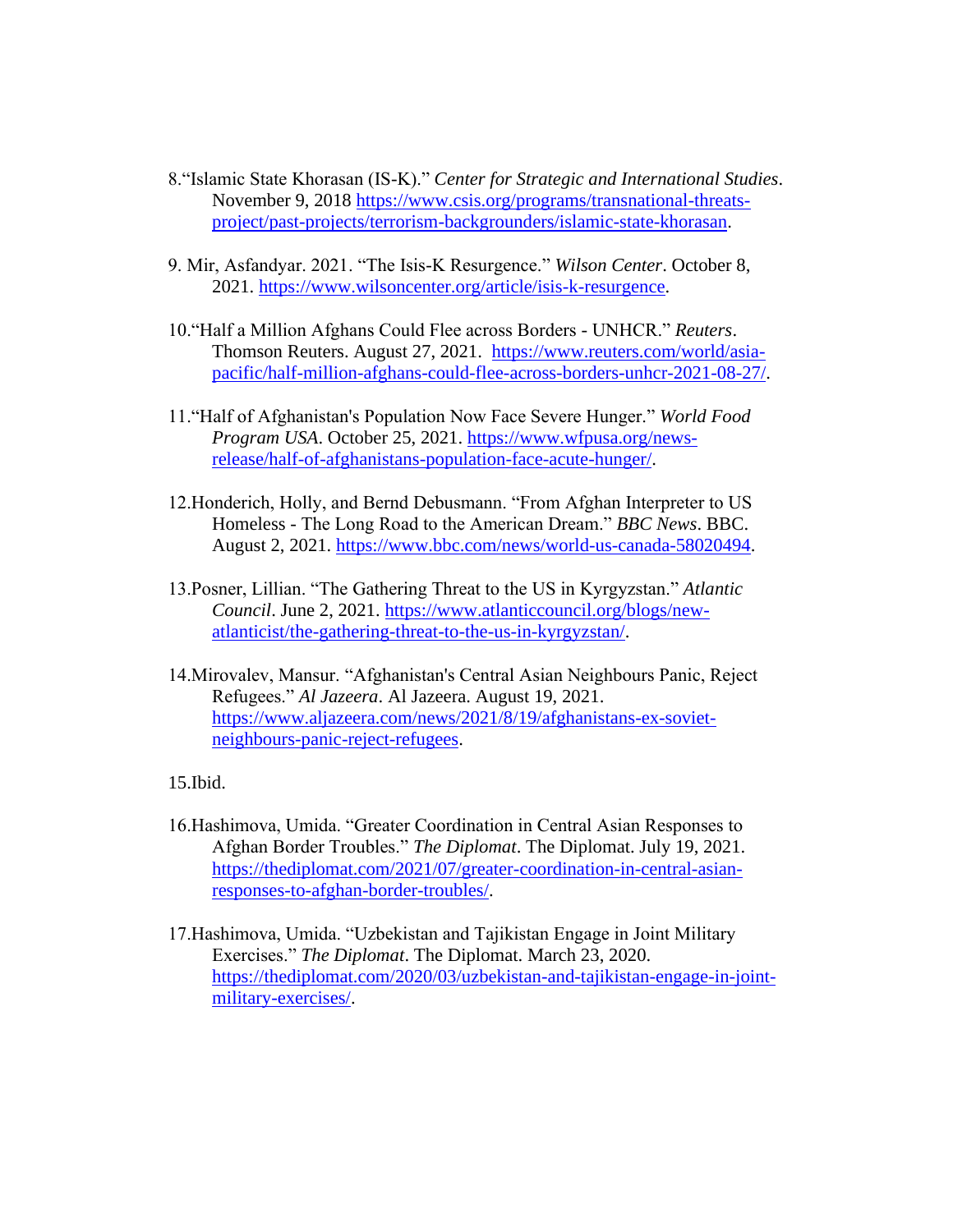8.“Islamic State Khorasan (IS-K).” *Center for Strategic and International Studies*. November 9, 2018 https://www.csis.org/programs/transnational-threats-project/past-projects/terrorism-backgrounders/islamic-state-khorasan.

9. Mir, Asfandyar. 2021. “The Isis-K Resurgence.” *Wilson Center*. October 8, 2021. https://www.wilsoncenter.org/article/isis-k-resurgence.

10.“Half a Million Afghans Could Flee across Borders - UNHCR.” *Reuters*. Thomson Reuters. August 27, 2021. https://www.reuters.com/world/asia-pacific/half-million-afghans-could-flee-across-borders-unhcr-2021-08-27/.

11.“Half of Afghanistan's Population Now Face Severe Hunger.” *World Food Program USA*. October 25, 2021. https://www.wfpusa.org/news-release/half-of-afghanistans-population-face-acute-hunger/.

12.Honderich, Holly, and Bernd Debusmann. “From Afghan Interpreter to US Homeless - The Long Road to the American Dream.” *BBC News*. BBC. August 2, 2021. https://www.bbc.com/news/world-us-canada-58020494.

13.Posner, Lillian. “The Gathering Threat to the US in Kyrgyzstan.” *Atlantic Council*. June 2, 2021. https://www.atlanticcouncil.org/blogs/new-atlanticist/the-gathering-threat-to-the-us-in-kyrgyzstan/.

14.Mirovalev, Mansur. “Afghanistan's Central Asian Neighbours Panic, Reject Refugees.” *Al Jazeera*. Al Jazeera. August 19, 2021. https://www.aljazeera.com/news/2021/8/19/afghanistans-ex-soviet-neighbours-panic-reject-refugees.

15.Ibid.

16.Hashimova, Umida. “Greater Coordination in Central Asian Responses to Afghan Border Troubles.” *The Diplomat*. The Diplomat. July 19, 2021. https://thediplomat.com/2021/07/greater-coordination-in-central-asian-responses-to-afghan-border-troubles/.

17.Hashimova, Umida. “Uzbekistan and Tajikistan Engage in Joint Military Exercises.” *The Diplomat*. The Diplomat. March 23, 2020. https://thediplomat.com/2020/03/uzbekistan-and-tajikistan-engage-in-joint-military-exercises/.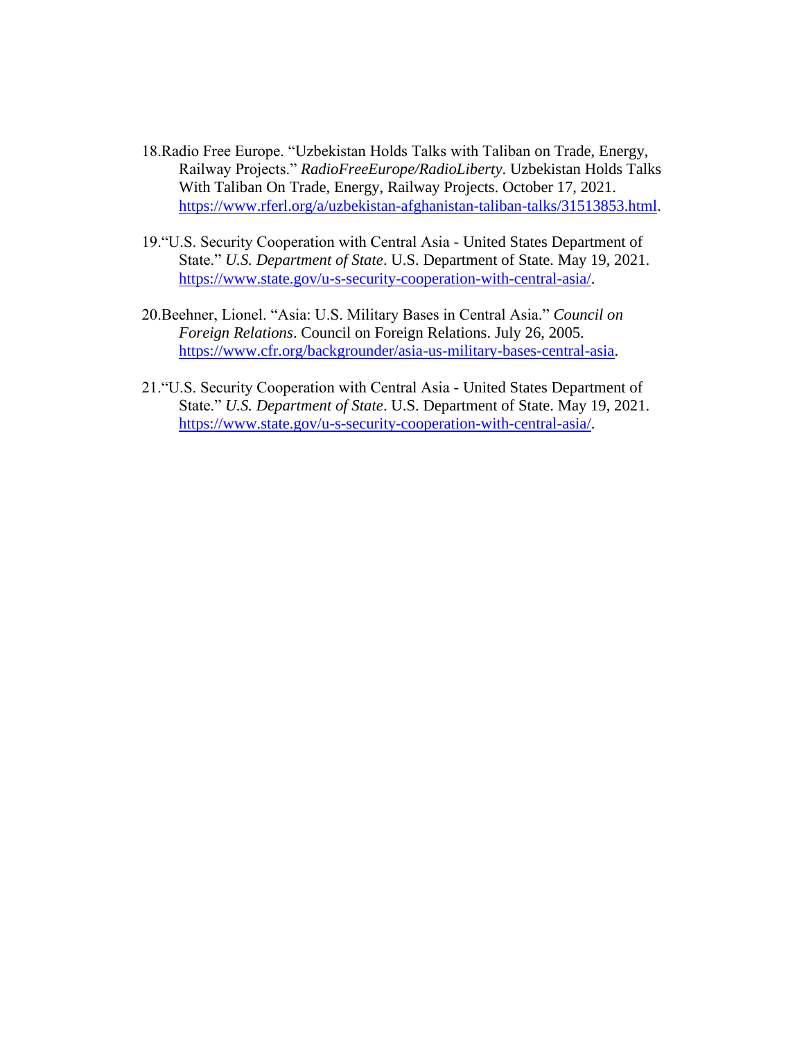18. Radio Free Europe. "Uzbekistan Holds Talks with Taliban on Trade, Energy, Railway Projects." *RadioFreeEurope/RadioLiberty*. Uzbekistan Holds Talks With Taliban On Trade, Energy, Railway Projects. October 17, 2021. https://www.rferl.org/a/uzbekistan-afghanistan-taliban-talks/31513853.html.

19. "U.S. Security Cooperation with Central Asia - United States Department of State." *U.S. Department of State*. U.S. Department of State. May 19, 2021. https://www.state.gov/u-s-security-cooperation-with-central-asia/.

20. Beehner, Lionel. "Asia: U.S. Military Bases in Central Asia." *Council on Foreign Relations*. Council on Foreign Relations. July 26, 2005. https://www.cfr.org/backgrounder/asia-us-military-bases-central-asia.

21. "U.S. Security Cooperation with Central Asia - United States Department of State." *U.S. Department of State*. U.S. Department of State. May 19, 2021. https://www.state.gov/u-s-security-cooperation-with-central-asia/.